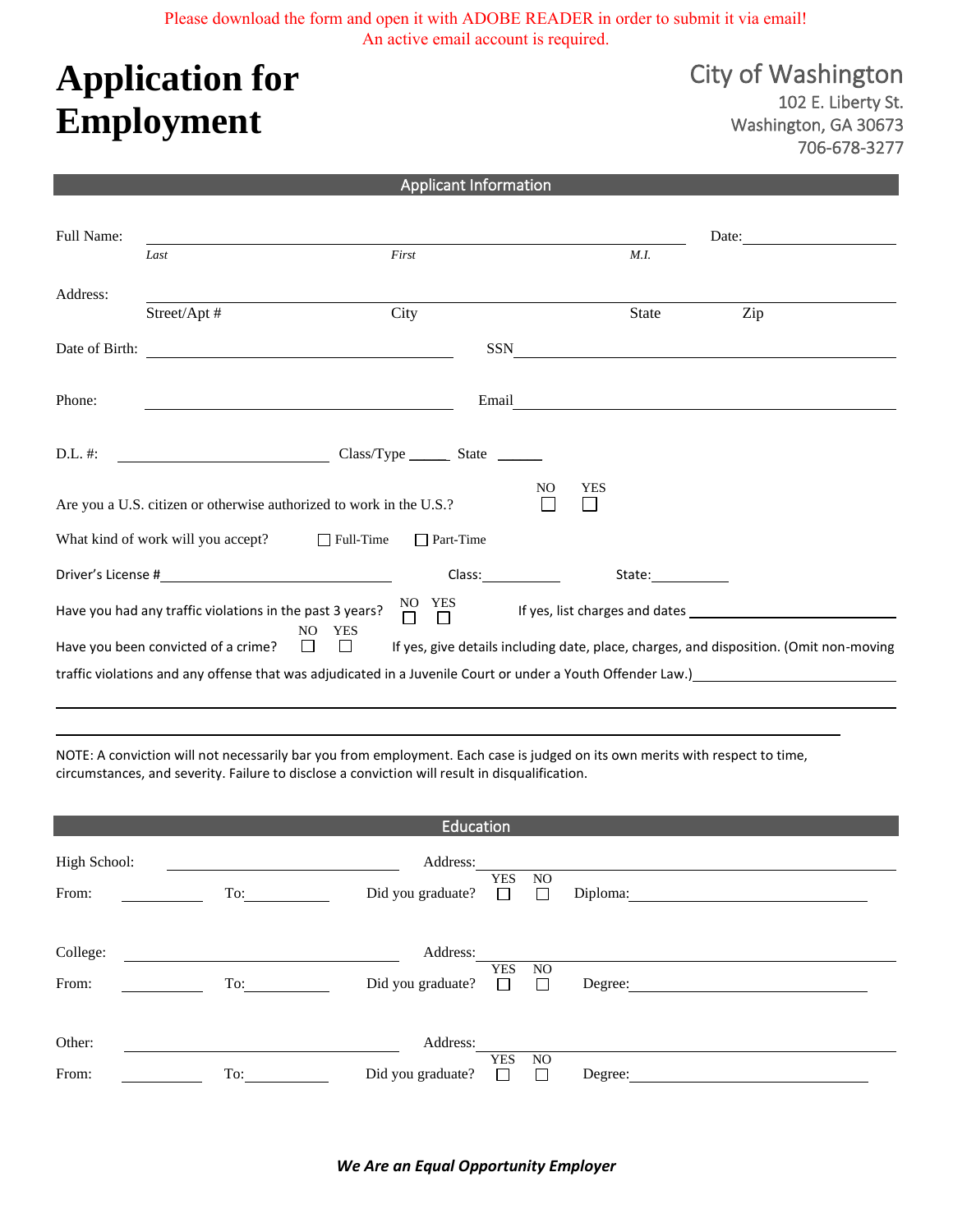Please download the form and open it with ADOBE READER in order to submit it via email!
An active email account is required.

# Application for Employment

City of Washington
102 E. Liberty St.
Washington, GA 30673
706-678-3277

## Applicant Information

Full Name: ______________________________________________ Date: ____________

*Last* *First* *M.I.*

Address: ______________________________________________

Street/Apt # City State Zip

Date of Birth: ____________________ SSN ____________________

Phone: ____________________ Email ____________________

D.L. #: ____________________ Class/Type ______ State ______

Are you a U.S. citizen or otherwise authorized to work in the U.S.? NO ☐ YES ☐

What kind of work will you accept? ☐ Full-Time ☐ Part-Time

Driver's License # ____________________ Class: ____________ State: ____________

Have you had any traffic violations in the past 3 years? NO ☐ YES ☐ If yes, list charges and dates ____________________

Have you been convicted of a crime? NO ☐ YES ☐ If yes, give details including date, place, charges, and disposition. (Omit non-moving traffic violations and any offense that was adjudicated in a Juvenile Court or under a Youth Offender Law.) ____________________

______________________________________________

______________________________________________

NOTE: A conviction will not necessarily bar you from employment. Each case is judged on its own merits with respect to time, circumstances, and severity. Failure to disclose a conviction will result in disqualification.

## Education

High School: ____________________ Address: ____________________

From: ________ To: ________ Did you graduate? YES ☐ NO ☐ Diploma: ____________________

College: ____________________ Address: ____________________

From: ________ To: ________ Did you graduate? YES ☐ NO ☐ Degree: ____________________

Other: ____________________ Address: ____________________

From: ________ To: ________ Did you graduate? YES ☐ NO ☐ Degree: ____________________

***We Are an Equal Opportunity Employer***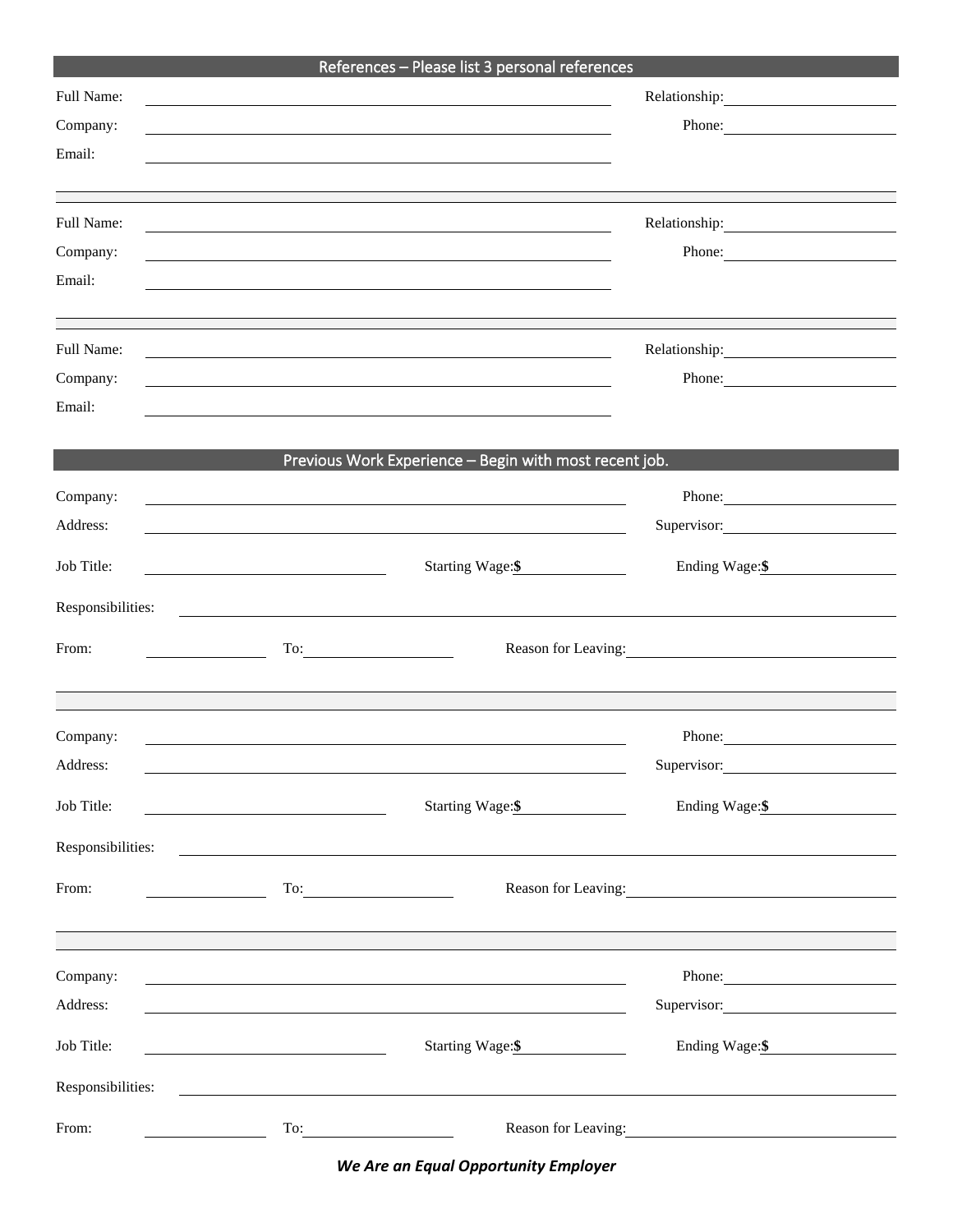## References – Please list 3 personal references

Full Name: ______________________ Relationship: ______________________
Company: ______________________ Phone: ______________________
Email: ______________________

---

Full Name: ______________________ Relationship: ______________________
Company: ______________________ Phone: ______________________
Email: ______________________

---

Full Name: ______________________ Relationship: ______________________
Company: ______________________ Phone: ______________________
Email: ______________________

## Previous Work Experience – Begin with most recent job.

Company: ______________________ Phone: ______________________
Address: ______________________ Supervisor: ______________________
Job Title: ______________________ Starting Wage: **$** ______________ Ending Wage: **$** ______________
Responsibilities: ______________________
From: ______________ To: ______________ Reason for Leaving: ______________________

---

Company: ______________________ Phone: ______________________
Address: ______________________ Supervisor: ______________________
Job Title: ______________________ Starting Wage: **$** ______________ Ending Wage: **$** ______________
Responsibilities: ______________________
From: ______________ To: ______________ Reason for Leaving: ______________________

---

Company: ______________________ Phone: ______________________
Address: ______________________ Supervisor: ______________________
Job Title: ______________________ Starting Wage: **$** ______________ Ending Wage: **$** ______________
Responsibilities: ______________________
From: ______________ To: ______________ Reason for Leaving: ______________________

***We Are an Equal Opportunity Employer***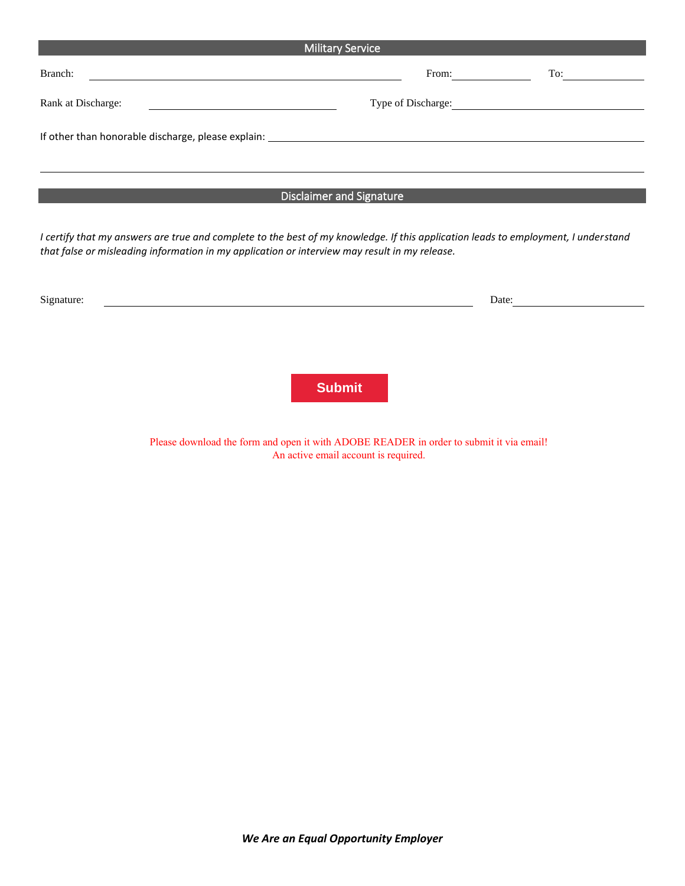## Military Service

Branch: ____________________________________________ From: ____________ To: ____________

Rank at Discharge: ____________________________ Type of Discharge: ____________________________

If other than honorable discharge, please explain: ____________________________________________

____________________________________________________________________________________________

## Disclaimer and Signature

*I certify that my answers are true and complete to the best of my knowledge. If this application leads to employment, I understand that false or misleading information in my application or interview may result in my release.*

Signature: ____________________________________________ Date: ____________________

**Submit**

Please download the form and open it with ADOBE READER in order to submit it via email!
An active email account is required.

***We Are an Equal Opportunity Employer***